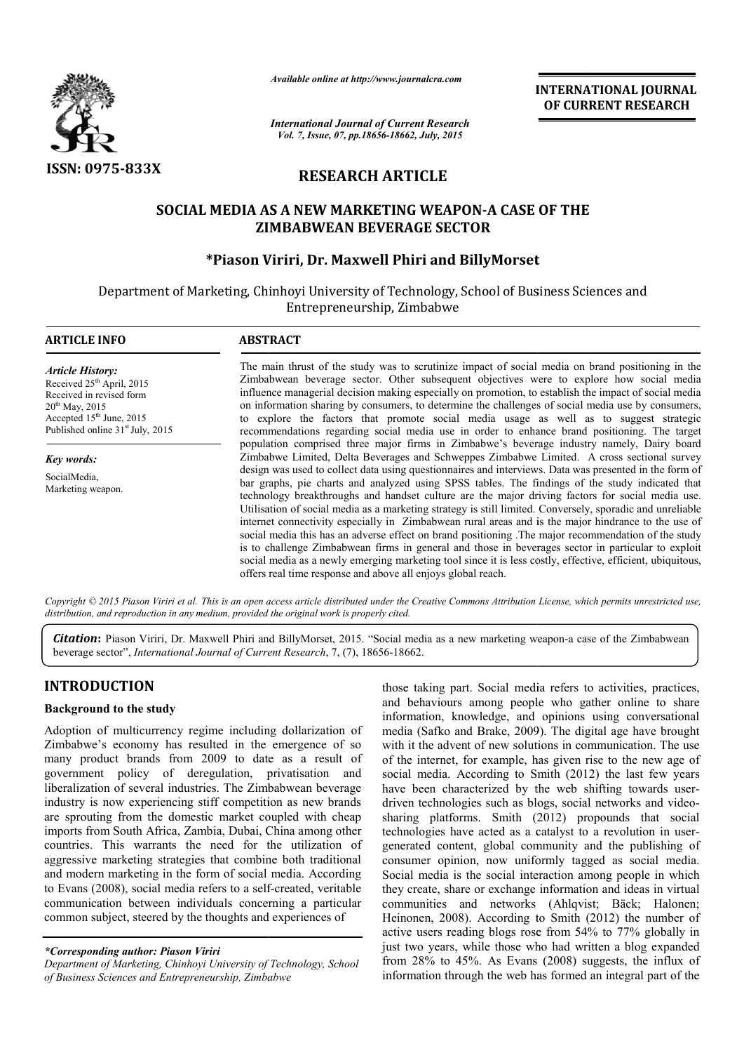*Available online at http://www.journalcra.com*

*International Journal of Current Research*
*Vol. 7, Issue, 07, pp.18656-18662, July, 2015*

**INTERNATIONAL JOURNAL OF CURRENT RESEARCH**

ISSN: 0975-833X

# RESEARCH ARTICLE

# SOCIAL MEDIA AS A NEW MARKETING WEAPON-A CASE OF THE ZIMBABWEAN BEVERAGE SECTOR

**\*Piason Viriri, Dr. Maxwell Phiri and BillyMorset**

Department of Marketing, Chinhoyi University of Technology, School of Business Sciences and Entrepreneurship, Zimbabwe

## ARTICLE INFO

*Article History:*
Received 25th April, 2015
Received in revised form
20th May, 2015
Accepted 15th June, 2015
Published online 31st July, 2015

*Key words:*
SocialMedia,
Marketing weapon.

## ABSTRACT

The main thrust of the study was to scrutinize impact of social media on brand positioning in the Zimbabwean beverage sector. Other subsequent objectives were to explore how social media influence managerial decision making especially on promotion, to establish the impact of social media on information sharing by consumers, to determine the challenges of social media use by consumers, to explore the factors that promote social media usage as well as to suggest strategic recommendations regarding social media use in order to enhance brand positioning. The target population comprised three major firms in Zimbabwe's beverage industry namely, Dairy board Zimbabwe Limited, Delta Beverages and Schweppes Zimbabwe Limited. A cross sectional survey design was used to collect data using questionnaires and interviews. Data was presented in the form of bar graphs, pie charts and analyzed using SPSS tables. The findings of the study indicated that technology breakthroughs and handset culture are the major driving factors for social media use. Utilisation of social media as a marketing strategy is still limited. Conversely, sporadic and unreliable internet connectivity especially in Zimbabwean rural areas and is the major hindrance to the use of social media this has an adverse effect on brand positioning .The major recommendation of the study is to challenge Zimbabwean firms in general and those in beverages sector in particular to exploit social media as a newly emerging marketing tool since it is less costly, effective, efficient, ubiquitous, offers real time response and above all enjoys global reach.

*Copyright © 2015 Piason Viriri et al. This is an open access article distributed under the Creative Commons Attribution License, which permits unrestricted use, distribution, and reproduction in any medium, provided the original work is properly cited.*

***Citation*: Piason Viriri, Dr. Maxwell Phiri and BillyMorset, 2015. "Social media as a new marketing weapon-a case of the Zimbabwean beverage sector", *International Journal of Current Research*, 7, (7), 18656-18662.**

## INTRODUCTION

### Background to the study

Adoption of multicurrency regime including dollarization of Zimbabwe's economy has resulted in the emergence of so many product brands from 2009 to date as a result of government policy of deregulation, privatisation and liberalization of several industries. The Zimbabwean beverage industry is now experiencing stiff competition as new brands are sprouting from the domestic market coupled with cheap imports from South Africa, Zambia, Dubai, China among other countries. This warrants the need for the utilization of aggressive marketing strategies that combine both traditional and modern marketing in the form of social media. According to Evans (2008), social media refers to a self-created, veritable communication between individuals concerning a particular common subject, steered by the thoughts and experiences of those taking part. Social media refers to activities, practices, and behaviours among people who gather online to share information, knowledge, and opinions using conversational media (Safko and Brake, 2009). The digital age have brought with it the advent of new solutions in communication. The use of the internet, for example, has given rise to the new age of social media. According to Smith (2012) the last few years have been characterized by the web shifting towards user-driven technologies such as blogs, social networks and video-sharing platforms. Smith (2012) propounds that social technologies have acted as a catalyst to a revolution in user-generated content, global community and the publishing of consumer opinion, now uniformly tagged as social media. Social media is the social interaction among people in which they create, share or exchange information and ideas in virtual communities and networks (Ahlqvist; Bäck; Halonen; Heinonen, 2008). According to Smith (2012) the number of active users reading blogs rose from 54% to 77% globally in just two years, while those who had written a blog expanded from 28% to 45%. As Evans (2008) suggests, the influx of information through the web has formed an integral part of the

*\*Corresponding author: Piason Viriri*
*Department of Marketing, Chinhoyi University of Technology, School of Business Sciences and Entrepreneurship, Zimbabwe*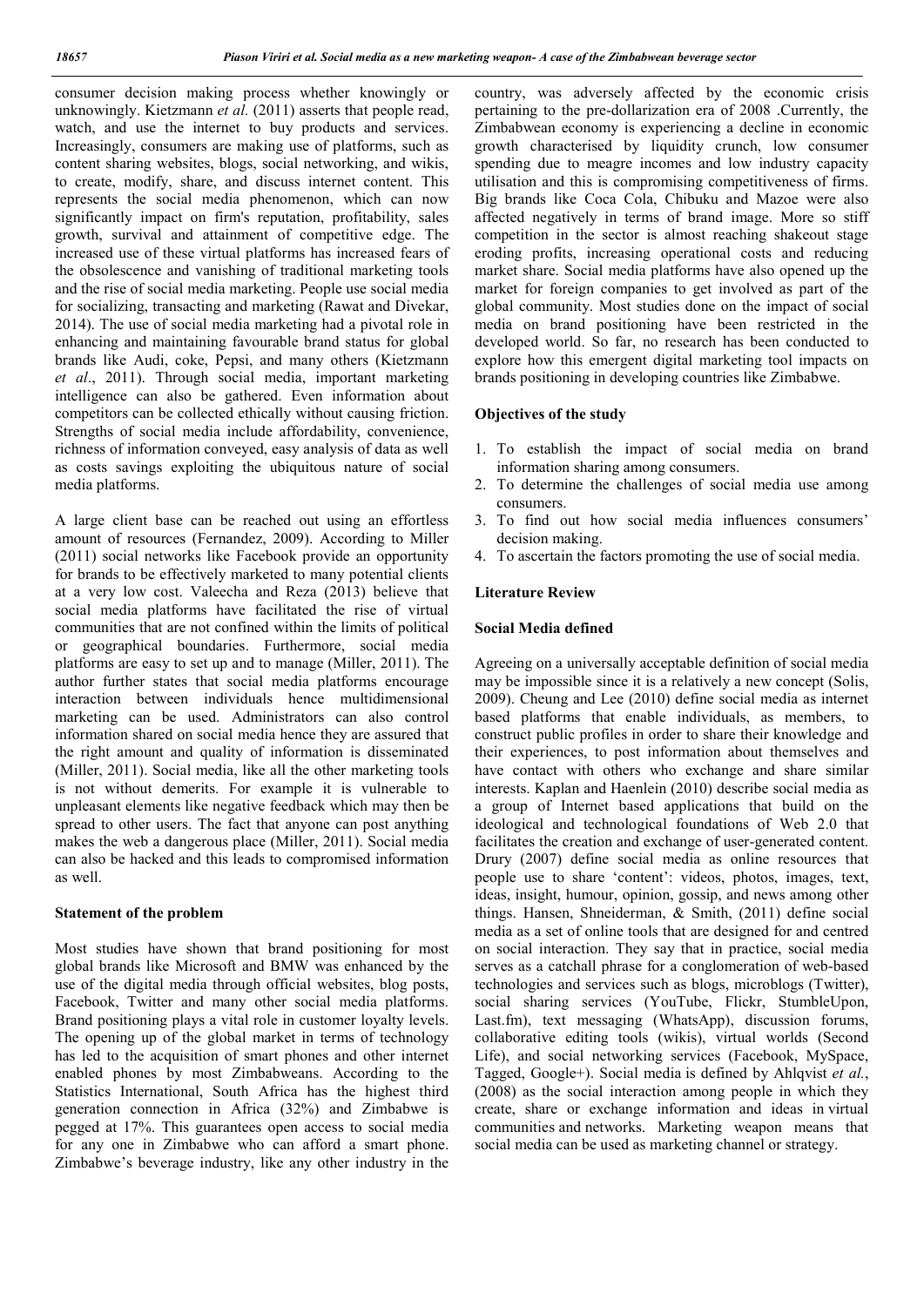consumer decision making process whether knowingly or unknowingly. Kietzmann *et al.* (2011) asserts that people read, watch, and use the internet to buy products and services. Increasingly, consumers are making use of platforms, such as content sharing websites, blogs, social networking, and wikis, to create, modify, share, and discuss internet content. This represents the social media phenomenon, which can now significantly impact on firm's reputation, profitability, sales growth, survival and attainment of competitive edge. The increased use of these virtual platforms has increased fears of the obsolescence and vanishing of traditional marketing tools and the rise of social media marketing. People use social media for socializing, transacting and marketing (Rawat and Divekar, 2014). The use of social media marketing had a pivotal role in enhancing and maintaining favourable brand status for global brands like Audi, coke, Pepsi, and many others (Kietzmann *et al*., 2011). Through social media, important marketing intelligence can also be gathered. Even information about competitors can be collected ethically without causing friction. Strengths of social media include affordability, convenience, richness of information conveyed, easy analysis of data as well as costs savings exploiting the ubiquitous nature of social media platforms.

A large client base can be reached out using an effortless amount of resources (Fernandez, 2009). According to Miller (2011) social networks like Facebook provide an opportunity for brands to be effectively marketed to many potential clients at a very low cost. Valeecha and Reza (2013) believe that social media platforms have facilitated the rise of virtual communities that are not confined within the limits of political or geographical boundaries. Furthermore, social media platforms are easy to set up and to manage (Miller, 2011). The author further states that social media platforms encourage interaction between individuals hence multidimensional marketing can be used. Administrators can also control information shared on social media hence they are assured that the right amount and quality of information is disseminated (Miller, 2011). Social media, like all the other marketing tools is not without demerits. For example it is vulnerable to unpleasant elements like negative feedback which may then be spread to other users. The fact that anyone can post anything makes the web a dangerous place (Miller, 2011). Social media can also be hacked and this leads to compromised information as well.

**Statement of the problem**

Most studies have shown that brand positioning for most global brands like Microsoft and BMW was enhanced by the use of the digital media through official websites, blog posts, Facebook, Twitter and many other social media platforms. Brand positioning plays a vital role in customer loyalty levels. The opening up of the global market in terms of technology has led to the acquisition of smart phones and other internet enabled phones by most Zimbabweans. According to the Statistics International, South Africa has the highest third generation connection in Africa (32%) and Zimbabwe is pegged at 17%. This guarantees open access to social media for any one in Zimbabwe who can afford a smart phone. Zimbabwe's beverage industry, like any other industry in the country, was adversely affected by the economic crisis pertaining to the pre-dollarization era of 2008 .Currently, the Zimbabwean economy is experiencing a decline in economic growth characterised by liquidity crunch, low consumer spending due to meagre incomes and low industry capacity utilisation and this is compromising competitiveness of firms. Big brands like Coca Cola, Chibuku and Mazoe were also affected negatively in terms of brand image. More so stiff competition in the sector is almost reaching shakeout stage eroding profits, increasing operational costs and reducing market share. Social media platforms have also opened up the market for foreign companies to get involved as part of the global community. Most studies done on the impact of social media on brand positioning have been restricted in the developed world. So far, no research has been conducted to explore how this emergent digital marketing tool impacts on brands positioning in developing countries like Zimbabwe.

**Objectives of the study**

1. To establish the impact of social media on brand information sharing among consumers.
2. To determine the challenges of social media use among consumers.
3. To find out how social media influences consumers' decision making.
4. To ascertain the factors promoting the use of social media.

**Literature Review**

**Social Media defined**

Agreeing on a universally acceptable definition of social media may be impossible since it is a relatively a new concept (Solis, 2009). Cheung and Lee (2010) define social media as internet based platforms that enable individuals, as members, to construct public profiles in order to share their knowledge and their experiences, to post information about themselves and have contact with others who exchange and share similar interests. Kaplan and Haenlein (2010) describe social media as a group of Internet based applications that build on the ideological and technological foundations of Web 2.0 that facilitates the creation and exchange of user-generated content. Drury (2007) define social media as online resources that people use to share 'content': videos, photos, images, text, ideas, insight, humour, opinion, gossip, and news among other things. Hansen, Shneiderman, & Smith, (2011) define social media as a set of online tools that are designed for and centred on social interaction. They say that in practice, social media serves as a catchall phrase for a conglomeration of web-based technologies and services such as blogs, microblogs (Twitter), social sharing services (YouTube, Flickr, StumbleUpon, Last.fm), text messaging (WhatsApp), discussion forums, collaborative editing tools (wikis), virtual worlds (Second Life), and social networking services (Facebook, MySpace, Tagged, Google+). Social media is defined by Ahlqvist *et al.*, (2008) as the social interaction among people in which they create, share or exchange information and ideas in virtual communities and networks. Marketing weapon means that social media can be used as marketing channel or strategy.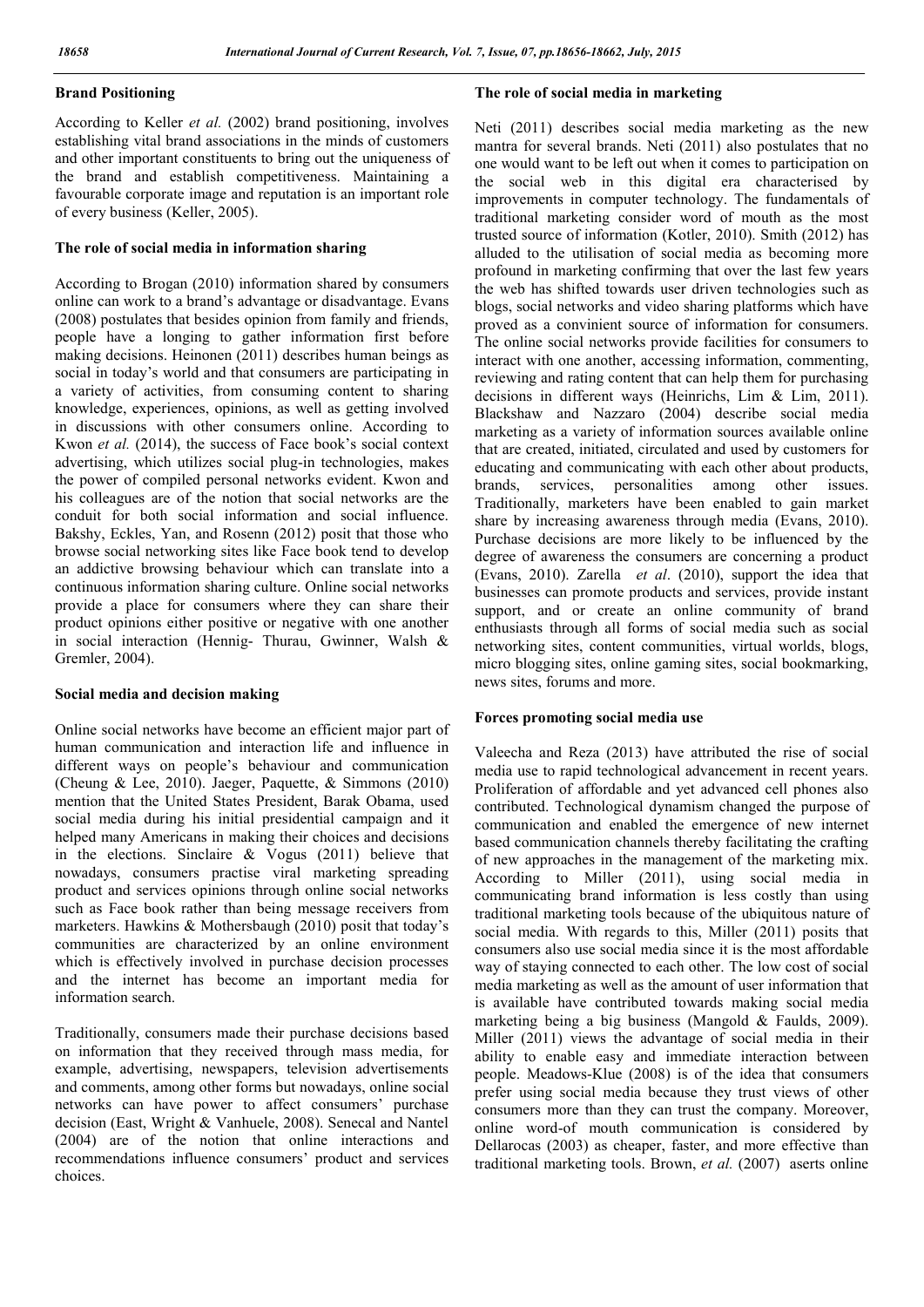## Brand Positioning

According to Keller *et al.* (2002) brand positioning, involves establishing vital brand associations in the minds of customers and other important constituents to bring out the uniqueness of the brand and establish competitiveness. Maintaining a favourable corporate image and reputation is an important role of every business (Keller, 2005).

## The role of social media in information sharing

According to Brogan (2010) information shared by consumers online can work to a brand's advantage or disadvantage. Evans (2008) postulates that besides opinion from family and friends, people have a longing to gather information first before making decisions. Heinonen (2011) describes human beings as social in today's world and that consumers are participating in a variety of activities, from consuming content to sharing knowledge, experiences, opinions, as well as getting involved in discussions with other consumers online. According to Kwon *et al.* (2014), the success of Face book's social context advertising, which utilizes social plug-in technologies, makes the power of compiled personal networks evident. Kwon and his colleagues are of the notion that social networks are the conduit for both social information and social influence. Bakshy, Eckles, Yan, and Rosenn (2012) posit that those who browse social networking sites like Face book tend to develop an addictive browsing behaviour which can translate into a continuous information sharing culture. Online social networks provide a place for consumers where they can share their product opinions either positive or negative with one another in social interaction (Hennig- Thurau, Gwinner, Walsh & Gremler, 2004).

## Social media and decision making

Online social networks have become an efficient major part of human communication and interaction life and influence in different ways on people's behaviour and communication (Cheung & Lee, 2010). Jaeger, Paquette, & Simmons (2010) mention that the United States President, Barak Obama, used social media during his initial presidential campaign and it helped many Americans in making their choices and decisions in the elections. Sinclaire & Vogus (2011) believe that nowadays, consumers practise viral marketing spreading product and services opinions through online social networks such as Face book rather than being message receivers from marketers. Hawkins & Mothersbaugh (2010) posit that today's communities are characterized by an online environment which is effectively involved in purchase decision processes and the internet has become an important media for information search.

Traditionally, consumers made their purchase decisions based on information that they received through mass media, for example, advertising, newspapers, television advertisements and comments, among other forms but nowadays, online social networks can have power to affect consumers' purchase decision (East, Wright & Vanhuele, 2008). Senecal and Nantel (2004) are of the notion that online interactions and recommendations influence consumers' product and services choices.

## The role of social media in marketing

Neti (2011) describes social media marketing as the new mantra for several brands. Neti (2011) also postulates that no one would want to be left out when it comes to participation on the social web in this digital era characterised by improvements in computer technology. The fundamentals of traditional marketing consider word of mouth as the most trusted source of information (Kotler, 2010). Smith (2012) has alluded to the utilisation of social media as becoming more profound in marketing confirming that over the last few years the web has shifted towards user driven technologies such as blogs, social networks and video sharing platforms which have proved as a convinient source of information for consumers. The online social networks provide facilities for consumers to interact with one another, accessing information, commenting, reviewing and rating content that can help them for purchasing decisions in different ways (Heinrichs, Lim & Lim, 2011). Blackshaw and Nazzaro (2004) describe social media marketing as a variety of information sources available online that are created, initiated, circulated and used by customers for educating and communicating with each other about products, brands, services, personalities among other issues. Traditionally, marketers have been enabled to gain market share by increasing awareness through media (Evans, 2010). Purchase decisions are more likely to be influenced by the degree of awareness the consumers are concerning a product (Evans, 2010). Zarella *et al*. (2010), support the idea that businesses can promote products and services, provide instant support, and or create an online community of brand enthusiasts through all forms of social media such as social networking sites, content communities, virtual worlds, blogs, micro blogging sites, online gaming sites, social bookmarking, news sites, forums and more.

## Forces promoting social media use

Valeecha and Reza (2013) have attributed the rise of social media use to rapid technological advancement in recent years. Proliferation of affordable and yet advanced cell phones also contributed. Technological dynamism changed the purpose of communication and enabled the emergence of new internet based communication channels thereby facilitating the crafting of new approaches in the management of the marketing mix. According to Miller (2011), using social media in communicating brand information is less costly than using traditional marketing tools because of the ubiquitous nature of social media. With regards to this, Miller (2011) posits that consumers also use social media since it is the most affordable way of staying connected to each other. The low cost of social media marketing as well as the amount of user information that is available have contributed towards making social media marketing being a big business (Mangold & Faulds, 2009). Miller (2011) views the advantage of social media in their ability to enable easy and immediate interaction between people. Meadows-Klue (2008) is of the idea that consumers prefer using social media because they trust views of other consumers more than they can trust the company. Moreover, online word-of mouth communication is considered by Dellarocas (2003) as cheaper, faster, and more effective than traditional marketing tools. Brown, *et al.* (2007) asserts online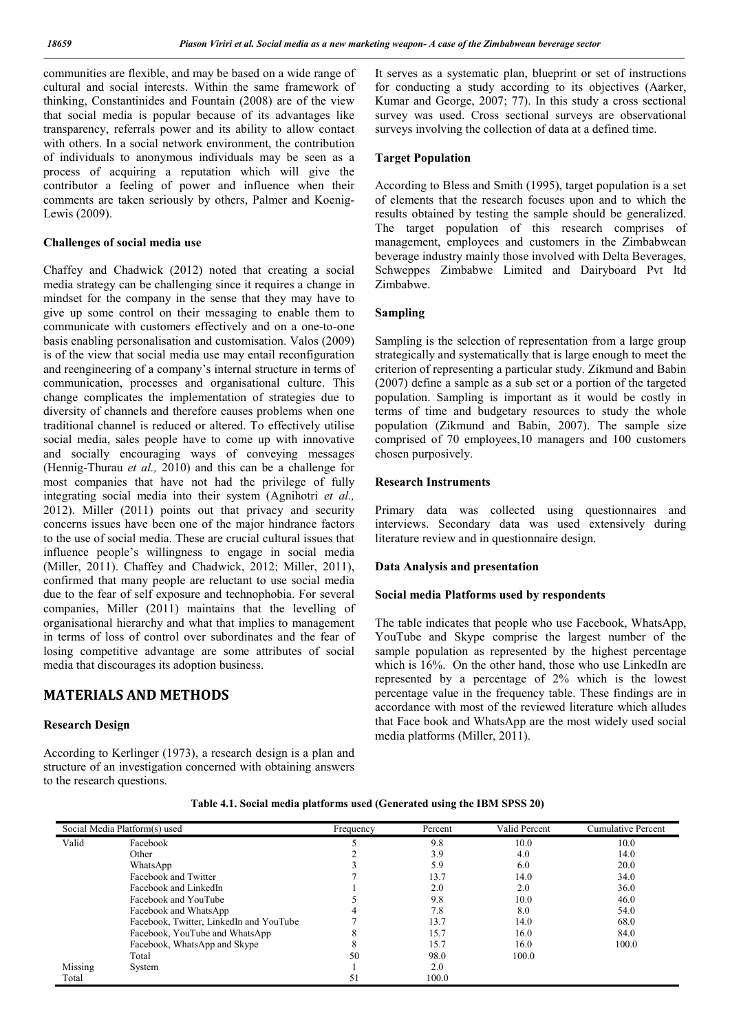communities are flexible, and may be based on a wide range of cultural and social interests. Within the same framework of thinking, Constantinides and Fountain (2008) are of the view that social media is popular because of its advantages like transparency, referrals power and its ability to allow contact with others. In a social network environment, the contribution of individuals to anonymous individuals may be seen as a process of acquiring a reputation which will give the contributor a feeling of power and influence when their comments are taken seriously by others, Palmer and Koenig-Lewis (2009).

### Challenges of social media use

Chaffey and Chadwick (2012) noted that creating a social media strategy can be challenging since it requires a change in mindset for the company in the sense that they may have to give up some control on their messaging to enable them to communicate with customers effectively and on a one-to-one basis enabling personalisation and customisation. Valos (2009) is of the view that social media use may entail reconfiguration and reengineering of a company's internal structure in terms of communication, processes and organisational culture. This change complicates the implementation of strategies due to diversity of channels and therefore causes problems when one traditional channel is reduced or altered. To effectively utilise social media, sales people have to come up with innovative and socially encouraging ways of conveying messages (Hennig-Thurau *et al.,* 2010) and this can be a challenge for most companies that have not had the privilege of fully integrating social media into their system (Agnihotri *et al.,* 2012). Miller (2011) points out that privacy and security concerns issues have been one of the major hindrance factors to the use of social media. These are crucial cultural issues that influence people's willingness to engage in social media (Miller, 2011). Chaffey and Chadwick, 2012; Miller, 2011), confirmed that many people are reluctant to use social media due to the fear of self exposure and technophobia. For several companies, Miller (2011) maintains that the levelling of organisational hierarchy and what that implies to management in terms of loss of control over subordinates and the fear of losing competitive advantage are some attributes of social media that discourages its adoption business.

## MATERIALS AND METHODS

### Research Design

According to Kerlinger (1973), a research design is a plan and structure of an investigation concerned with obtaining answers to the research questions. It serves as a systematic plan, blueprint or set of instructions for conducting a study according to its objectives (Aarker, Kumar and George, 2007; 77). In this study a cross sectional survey was used. Cross sectional surveys are observational surveys involving the collection of data at a defined time.

### Target Population

According to Bless and Smith (1995), target population is a set of elements that the research focuses upon and to which the results obtained by testing the sample should be generalized. The target population of this research comprises of management, employees and customers in the Zimbabwean beverage industry mainly those involved with Delta Beverages, Schweppes Zimbabwe Limited and Dairyboard Pvt ltd Zimbabwe.

### Sampling

Sampling is the selection of representation from a large group strategically and systematically that is large enough to meet the criterion of representing a particular study. Zikmund and Babin (2007) define a sample as a sub set or a portion of the targeted population. Sampling is important as it would be costly in terms of time and budgetary resources to study the whole population (Zikmund and Babin, 2007). The sample size comprised of 70 employees,10 managers and 100 customers chosen purposively.

### Research Instruments

Primary data was collected using questionnaires and interviews. Secondary data was used extensively during literature review and in questionnaire design.

### Data Analysis and presentation

### Social media Platforms used by respondents

The table indicates that people who use Facebook, WhatsApp, YouTube and Skype comprise the largest number of the sample population as represented by the highest percentage which is 16%. On the other hand, those who use LinkedIn are represented by a percentage of 2% which is the lowest percentage value in the frequency table. These findings are in accordance with most of the reviewed literature which alludes that Face book and WhatsApp are the most widely used social media platforms (Miller, 2011).

**Table 4.1. Social media platforms used (Generated using the IBM SPSS 20)**

| Social Media Platform(s) used | | Frequency | Percent | Valid Percent | Cumulative Percent |
|---|---|---|---|---|---|
| Valid | Facebook | 5 | 9.8 | 10.0 | 10.0 |
| | Other | 2 | 3.9 | 4.0 | 14.0 |
| | WhatsApp | 3 | 5.9 | 6.0 | 20.0 |
| | Facebook and Twitter | 7 | 13.7 | 14.0 | 34.0 |
| | Facebook and LinkedIn | 1 | 2.0 | 2.0 | 36.0 |
| | Facebook and YouTube | 5 | 9.8 | 10.0 | 46.0 |
| | Facebook and WhatsApp | 4 | 7.8 | 8.0 | 54.0 |
| | Facebook, Twitter, LinkedIn and YouTube | 7 | 13.7 | 14.0 | 68.0 |
| | Facebook, YouTube and WhatsApp | 8 | 15.7 | 16.0 | 84.0 |
| | Facebook, WhatsApp and Skype | 8 | 15.7 | 16.0 | 100.0 |
| | Total | 50 | 98.0 | 100.0 | |
| Missing | System | 1 | 2.0 | | |
| Total | | 51 | 100.0 | | |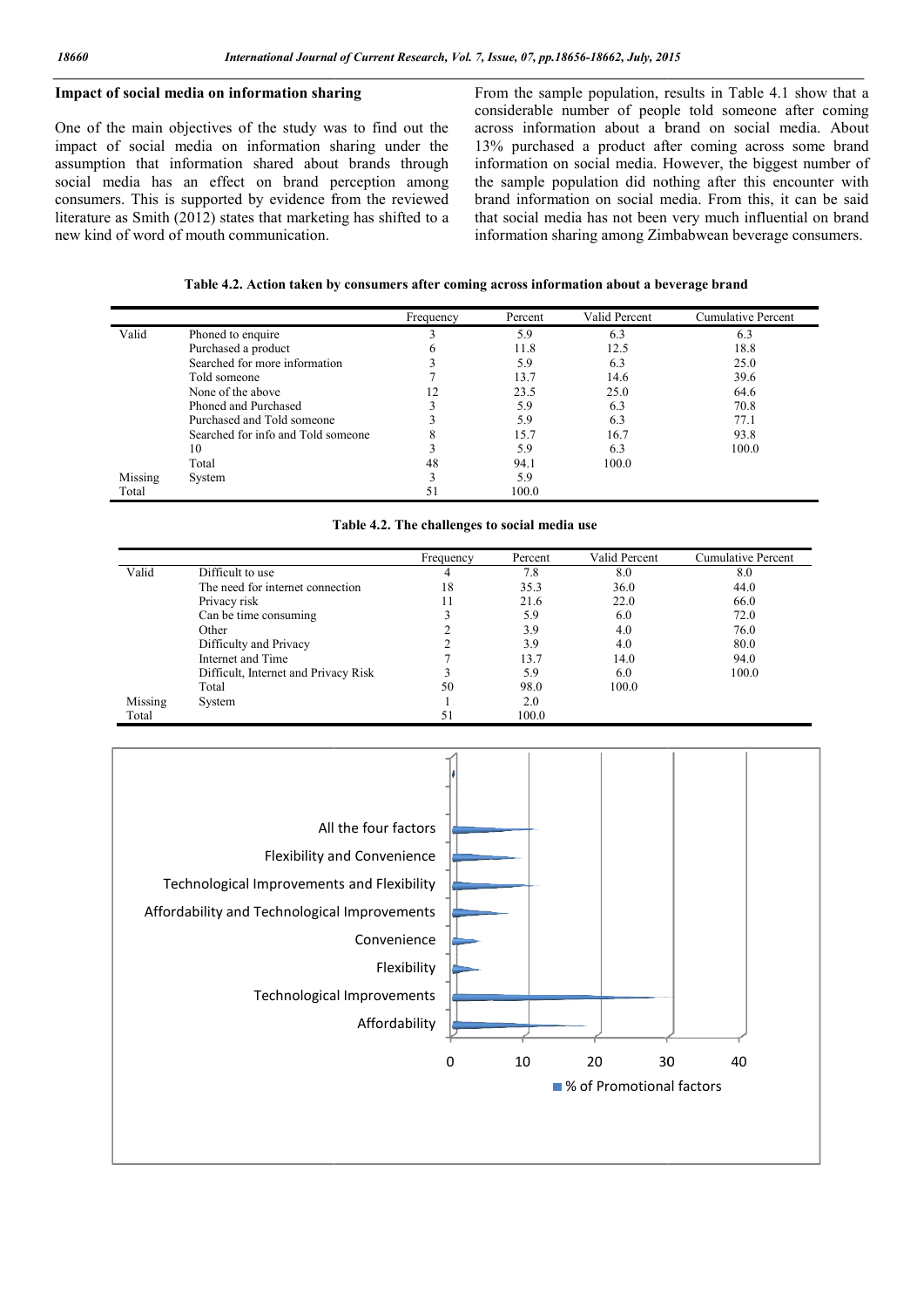### Impact of social media on information sharing

One of the main objectives of the study was to find out the impact of social media on information sharing under the assumption that information shared about brands through social media has an effect on brand perception among consumers. This is supported by evidence from the reviewed literature as Smith (2012) states that marketing has shifted to a new kind of word of mouth communication.

From the sample population, results in Table 4.1 show that a considerable number of people told someone after coming across information about a brand on social media. About 13% purchased a product after coming across some brand information on social media. However, the biggest number of the sample population did nothing after this encounter with brand information on social media. From this, it can be said that social media has not been very much influential on brand information sharing among Zimbabwean beverage consumers.

**Table 4.2. Action taken by consumers after coming across information about a beverage brand**

| | | Frequency | Percent | Valid Percent | Cumulative Percent |
|---|---|---|---|---|---|
| Valid | Phoned to enquire | 3 | 5.9 | 6.3 | 6.3 |
| | Purchased a product | 6 | 11.8 | 12.5 | 18.8 |
| | Searched for more information | 3 | 5.9 | 6.3 | 25.0 |
| | Told someone | 7 | 13.7 | 14.6 | 39.6 |
| | None of the above | 12 | 23.5 | 25.0 | 64.6 |
| | Phoned and Purchased | 3 | 5.9 | 6.3 | 70.8 |
| | Purchased and Told someone | 3 | 5.9 | 6.3 | 77.1 |
| | Searched for info and Told someone | 8 | 15.7 | 16.7 | 93.8 |
| | 10 | 3 | 5.9 | 6.3 | 100.0 |
| | Total | 48 | 94.1 | 100.0 | |
| Missing | System | 3 | 5.9 | | |
| Total | | 51 | 100.0 | | |

**Table 4.2. The challenges to social media use**

| | | Frequency | Percent | Valid Percent | Cumulative Percent |
|---|---|---|---|---|---|
| Valid | Difficult to use | 4 | 7.8 | 8.0 | 8.0 |
| | The need for internet connection | 18 | 35.3 | 36.0 | 44.0 |
| | Privacy risk | 11 | 21.6 | 22.0 | 66.0 |
| | Can be time consuming | 3 | 5.9 | 6.0 | 72.0 |
| | Other | 2 | 3.9 | 4.0 | 76.0 |
| | Difficulty and Privacy | 2 | 3.9 | 4.0 | 80.0 |
| | Internet and Time | 7 | 13.7 | 14.0 | 94.0 |
| | Difficult, Internet and Privacy Risk | 3 | 5.9 | 6.0 | 100.0 |
| | Total | 50 | 98.0 | 100.0 | |
| Missing | System | 1 | 2.0 | | |
| Total | | 51 | 100.0 | | |

All the four factors
Flexibility and Convenience
Technological Improvements and Flexibility
Affordability and Technological Improvements
Convenience
Flexibility
Technological Improvements
Affordability

0 10 20 30 40

% of Promotional factors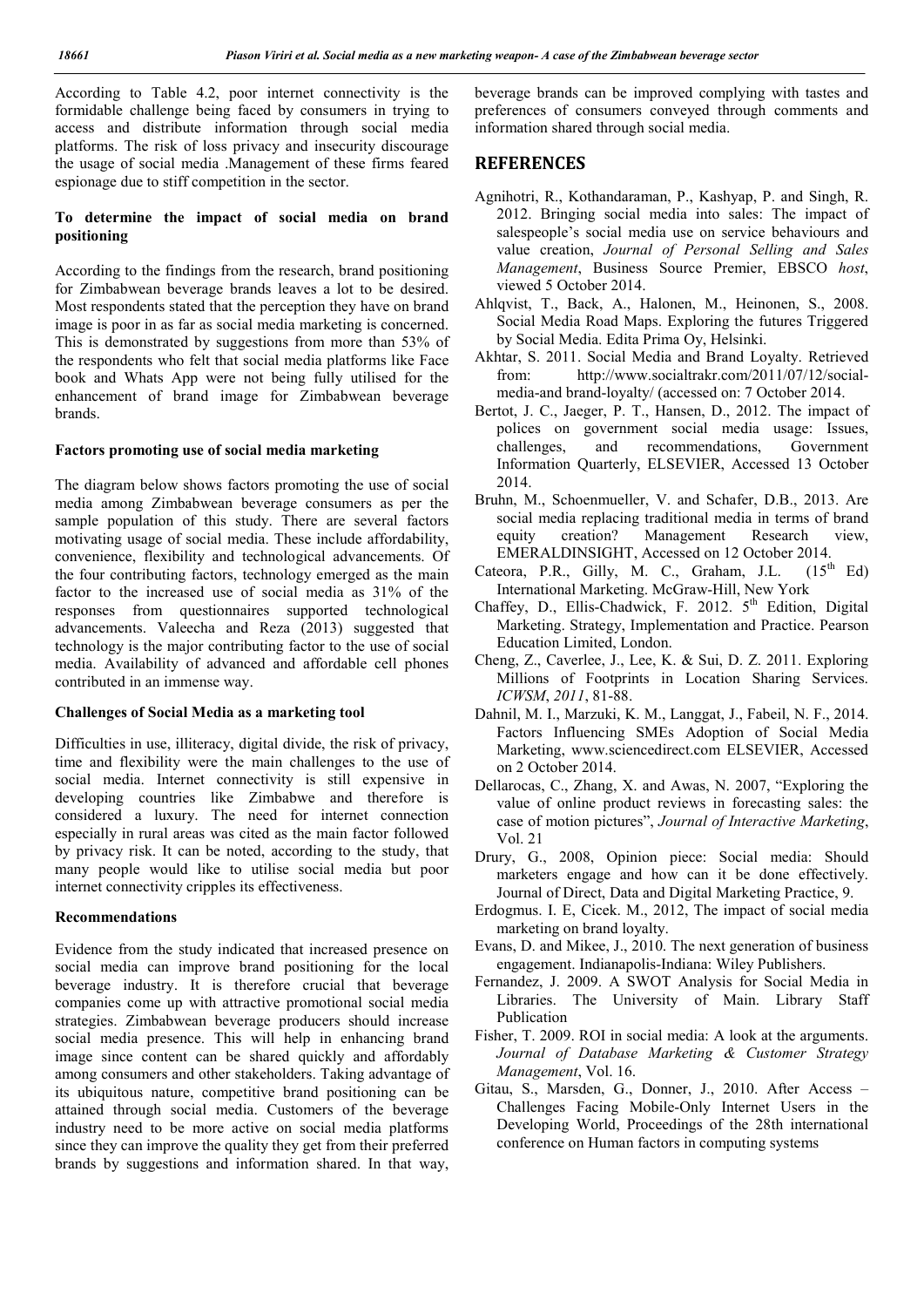According to Table 4.2, poor internet connectivity is the formidable challenge being faced by consumers in trying to access and distribute information through social media platforms. The risk of loss privacy and insecurity discourage the usage of social media .Management of these firms feared espionage due to stiff competition in the sector.

**To determine the impact of social media on brand positioning**

According to the findings from the research, brand positioning for Zimbabwean beverage brands leaves a lot to be desired. Most respondents stated that the perception they have on brand image is poor in as far as social media marketing is concerned. This is demonstrated by suggestions from more than 53% of the respondents who felt that social media platforms like Face book and Whats App were not being fully utilised for the enhancement of brand image for Zimbabwean beverage brands.

**Factors promoting use of social media marketing**

The diagram below shows factors promoting the use of social media among Zimbabwean beverage consumers as per the sample population of this study. There are several factors motivating usage of social media. These include affordability, convenience, flexibility and technological advancements. Of the four contributing factors, technology emerged as the main factor to the increased use of social media as 31% of the responses from questionnaires supported technological advancements. Valeecha and Reza (2013) suggested that technology is the major contributing factor to the use of social media. Availability of advanced and affordable cell phones contributed in an immense way.

**Challenges of Social Media as a marketing tool**

Difficulties in use, illiteracy, digital divide, the risk of privacy, time and flexibility were the main challenges to the use of social media. Internet connectivity is still expensive in developing countries like Zimbabwe and therefore is considered a luxury. The need for internet connection especially in rural areas was cited as the main factor followed by privacy risk. It can be noted, according to the study, that many people would like to utilise social media but poor internet connectivity cripples its effectiveness.

**Recommendations**

Evidence from the study indicated that increased presence on social media can improve brand positioning for the local beverage industry. It is therefore crucial that beverage companies come up with attractive promotional social media strategies. Zimbabwean beverage producers should increase social media presence. This will help in enhancing brand image since content can be shared quickly and affordably among consumers and other stakeholders. Taking advantage of its ubiquitous nature, competitive brand positioning can be attained through social media. Customers of the beverage industry need to be more active on social media platforms since they can improve the quality they get from their preferred brands by suggestions and information shared. In that way, beverage brands can be improved complying with tastes and preferences of consumers conveyed through comments and information shared through social media.

## REFERENCES

Agnihotri, R., Kothandaraman, P., Kashyap, P. and Singh, R. 2012. Bringing social media into sales: The impact of salespeople's social media use on service behaviours and value creation, *Journal of Personal Selling and Sales Management*, Business Source Premier, EBSCO *host*, viewed 5 October 2014.

Ahlqvist, T., Back, A., Halonen, M., Heinonen, S., 2008. Social Media Road Maps. Exploring the futures Triggered by Social Media. Edita Prima Oy, Helsinki.

Akhtar, S. 2011. Social Media and Brand Loyalty. Retrieved from: http://www.socialtrakr.com/2011/07/12/social-media-and brand-loyalty/ (accessed on: 7 October 2014.

Bertot, J. C., Jaeger, P. T., Hansen, D., 2012. The impact of polices on government social media usage: Issues, challenges, and recommendations, Government Information Quarterly, ELSEVIER, Accessed 13 October 2014.

Bruhn, M., Schoenmueller, V. and Schafer, D.B., 2013. Are social media replacing traditional media in terms of brand equity creation? Management Research view, EMERALDINSIGHT, Accessed on 12 October 2014.

Cateora, P.R., Gilly, M. C., Graham, J.L. (15th Ed) International Marketing. McGraw-Hill, New York

Chaffey, D., Ellis-Chadwick, F. 2012. 5th Edition, Digital Marketing. Strategy, Implementation and Practice. Pearson Education Limited, London.

Cheng, Z., Caverlee, J., Lee, K. & Sui, D. Z. 2011. Exploring Millions of Footprints in Location Sharing Services. *ICWSM*, *2011*, 81-88.

Dahnil, M. I., Marzuki, K. M., Langgat, J., Fabeil, N. F., 2014. Factors Influencing SMEs Adoption of Social Media Marketing, www.sciencedirect.com ELSEVIER, Accessed on 2 October 2014.

Dellarocas, C., Zhang, X. and Awas, N. 2007, "Exploring the value of online product reviews in forecasting sales: the case of motion pictures", *Journal of Interactive Marketing*, Vol. 21

Drury, G., 2008, Opinion piece: Social media: Should marketers engage and how can it be done effectively. Journal of Direct, Data and Digital Marketing Practice, 9.

Erdogmus. I. E, Cicek. M., 2012, The impact of social media marketing on brand loyalty.

Evans, D. and Mikee, J., 2010. The next generation of business engagement. Indianapolis-Indiana: Wiley Publishers.

Fernandez, J. 2009. A SWOT Analysis for Social Media in Libraries. The University of Main. Library Staff Publication

Fisher, T. 2009. ROI in social media: A look at the arguments. *Journal of Database Marketing & Customer Strategy Management*, Vol. 16.

Gitau, S., Marsden, G., Donner, J., 2010. After Access – Challenges Facing Mobile-Only Internet Users in the Developing World, Proceedings of the 28th international conference on Human factors in computing systems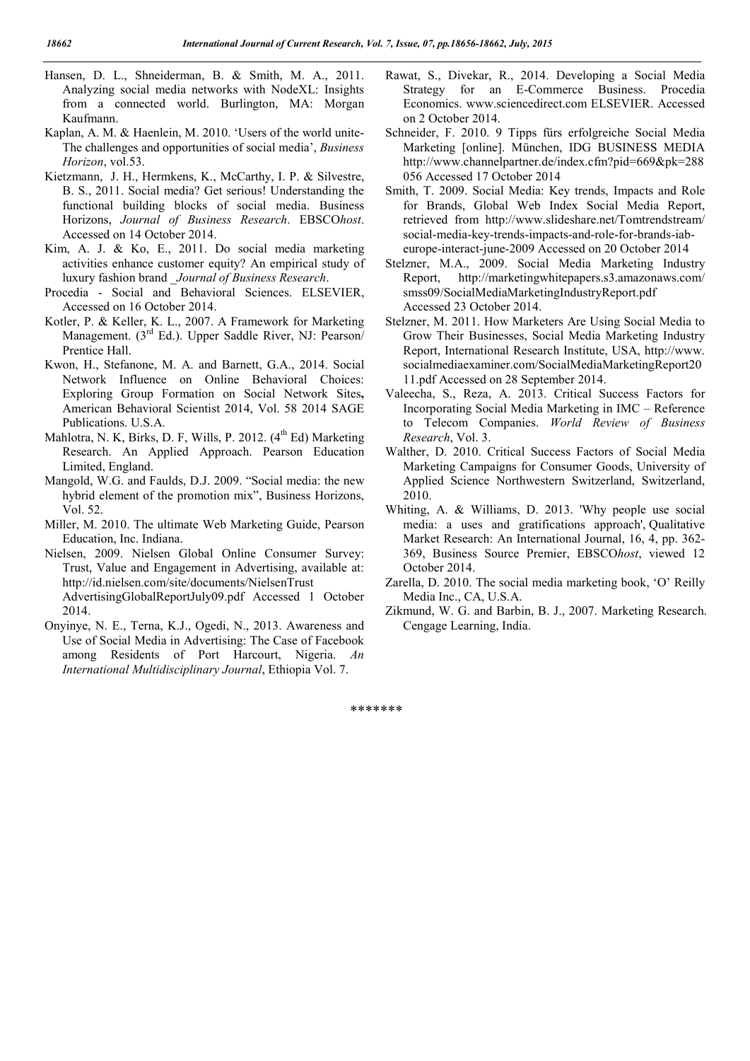Hansen, D. L., Shneiderman, B. & Smith, M. A., 2011. Analyzing social media networks with NodeXL: Insights from a connected world. Burlington, MA: Morgan Kaufmann.

Kaplan, A. M. & Haenlein, M. 2010. 'Users of the world unite- The challenges and opportunities of social media', *Business Horizon*, vol.53.

Kietzmann, J. H., Hermkens, K., McCarthy, I. P. & Silvestre, B. S., 2011. Social media? Get serious! Understanding the functional building blocks of social media. Business Horizons, *Journal of Business Research*. EBSCO*host*. Accessed on 14 October 2014.

Kim, A. J. & Ko, E., 2011. Do social media marketing activities enhance customer equity? An empirical study of luxury fashion brand _*Journal of Business Research*.

Procedia - Social and Behavioral Sciences. ELSEVIER, Accessed on 16 October 2014.

Kotler, P. & Keller, K. L., 2007. A Framework for Marketing Management. (3rd Ed.). Upper Saddle River, NJ: Pearson/ Prentice Hall.

Kwon, H., Stefanone, M. A. and Barnett, G.A., 2014. Social Network Influence on Online Behavioral Choices: Exploring Group Formation on Social Network Sites**,** American Behavioral Scientist 2014, Vol. 58 2014 SAGE Publications. U.S.A.

Mahlotra, N. K, Birks, D. F, Wills, P. 2012. (4th Ed) Marketing Research. An Applied Approach. Pearson Education Limited, England.

Mangold, W.G. and Faulds, D.J. 2009. "Social media: the new hybrid element of the promotion mix", Business Horizons, Vol. 52.

Miller, M. 2010. The ultimate Web Marketing Guide, Pearson Education, Inc. Indiana.

Nielsen, 2009. Nielsen Global Online Consumer Survey: Trust, Value and Engagement in Advertising, available at: http://id.nielsen.com/site/documents/NielsenTrust AdvertisingGlobalReportJuly09.pdf Accessed 1 October 2014.

Onyinye, N. E., Terna, K.J., Ogedi, N., 2013. Awareness and Use of Social Media in Advertising: The Case of Facebook among Residents of Port Harcourt, Nigeria. *An International Multidisciplinary Journal*, Ethiopia Vol. 7.

Rawat, S., Divekar, R., 2014. Developing a Social Media Strategy for an E-Commerce Business. Procedia Economics. www.sciencedirect.com ELSEVIER. Accessed on 2 October 2014.

Schneider, F. 2010. 9 Tipps fürs erfolgreiche Social Media Marketing [online]. München, IDG BUSINESS MEDIA http://www.channelpartner.de/index.cfm?pid=669&pk=288056 Accessed 17 October 2014

Smith, T. 2009. Social Media: Key trends, Impacts and Role for Brands, Global Web Index Social Media Report, retrieved from http://www.slideshare.net/Tomtrendstream/social-media-key-trends-impacts-and-role-for-brands-iab-europe-interact-june-2009 Accessed on 20 October 2014

Stelzner, M.A., 2009. Social Media Marketing Industry Report, http://marketingwhitepapers.s3.amazonaws.com/smss09/SocialMediaMarketingIndustryReport.pdf Accessed 23 October 2014.

Stelzner, M. 2011. How Marketers Are Using Social Media to Grow Their Businesses, Social Media Marketing Industry Report, International Research Institute, USA, http://www.socialmediaexaminer.com/SocialMediaMarketingReport2011.pdf Accessed on 28 September 2014.

Valeecha, S., Reza, A. 2013. Critical Success Factors for Incorporating Social Media Marketing in IMC – Reference to Telecom Companies. *World Review of Business Research*, Vol. 3.

Walther, D. 2010. Critical Success Factors of Social Media Marketing Campaigns for Consumer Goods, University of Applied Science Northwestern Switzerland, Switzerland, 2010.

Whiting, A. & Williams, D. 2013. 'Why people use social media: a uses and gratifications approach', Qualitative Market Research: An International Journal, 16, 4, pp. 362-369, Business Source Premier, EBSCO*host*, viewed 12 October 2014.

Zarella, D. 2010. The social media marketing book, 'O' Reilly Media Inc., CA, U.S.A.

Zikmund, W. G. and Barbin, B. J., 2007. Marketing Research. Cengage Learning, India.

*******